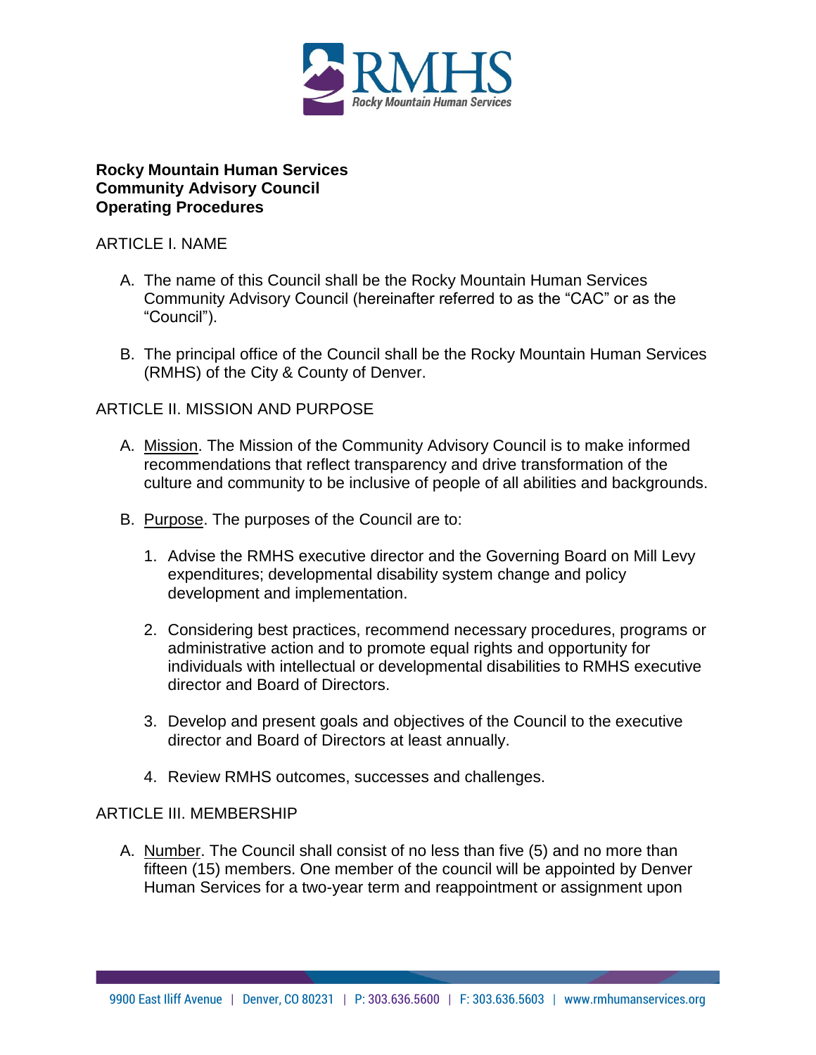**Rocky Mountain Human Services**
**Community Advisory Council**
**Operating Procedures**

ARTICLE I. NAME

A. The name of this Council shall be the Rocky Mountain Human Services Community Advisory Council (hereinafter referred to as the "CAC" or as the "Council").

B. The principal office of the Council shall be the Rocky Mountain Human Services (RMHS) of the City & County of Denver.

ARTICLE II. MISSION AND PURPOSE

A. Mission. The Mission of the Community Advisory Council is to make informed recommendations that reflect transparency and drive transformation of the culture and community to be inclusive of people of all abilities and backgrounds.

B. Purpose. The purposes of the Council are to:

1. Advise the RMHS executive director and the Governing Board on Mill Levy expenditures; developmental disability system change and policy development and implementation.

2. Considering best practices, recommend necessary procedures, programs or administrative action and to promote equal rights and opportunity for individuals with intellectual or developmental disabilities to RMHS executive director and Board of Directors.

3. Develop and present goals and objectives of the Council to the executive director and Board of Directors at least annually.

4. Review RMHS outcomes, successes and challenges.

ARTICLE III. MEMBERSHIP

A. Number. The Council shall consist of no less than five (5) and no more than fifteen (15) members. One member of the council will be appointed by Denver Human Services for a two-year term and reappointment or assignment upon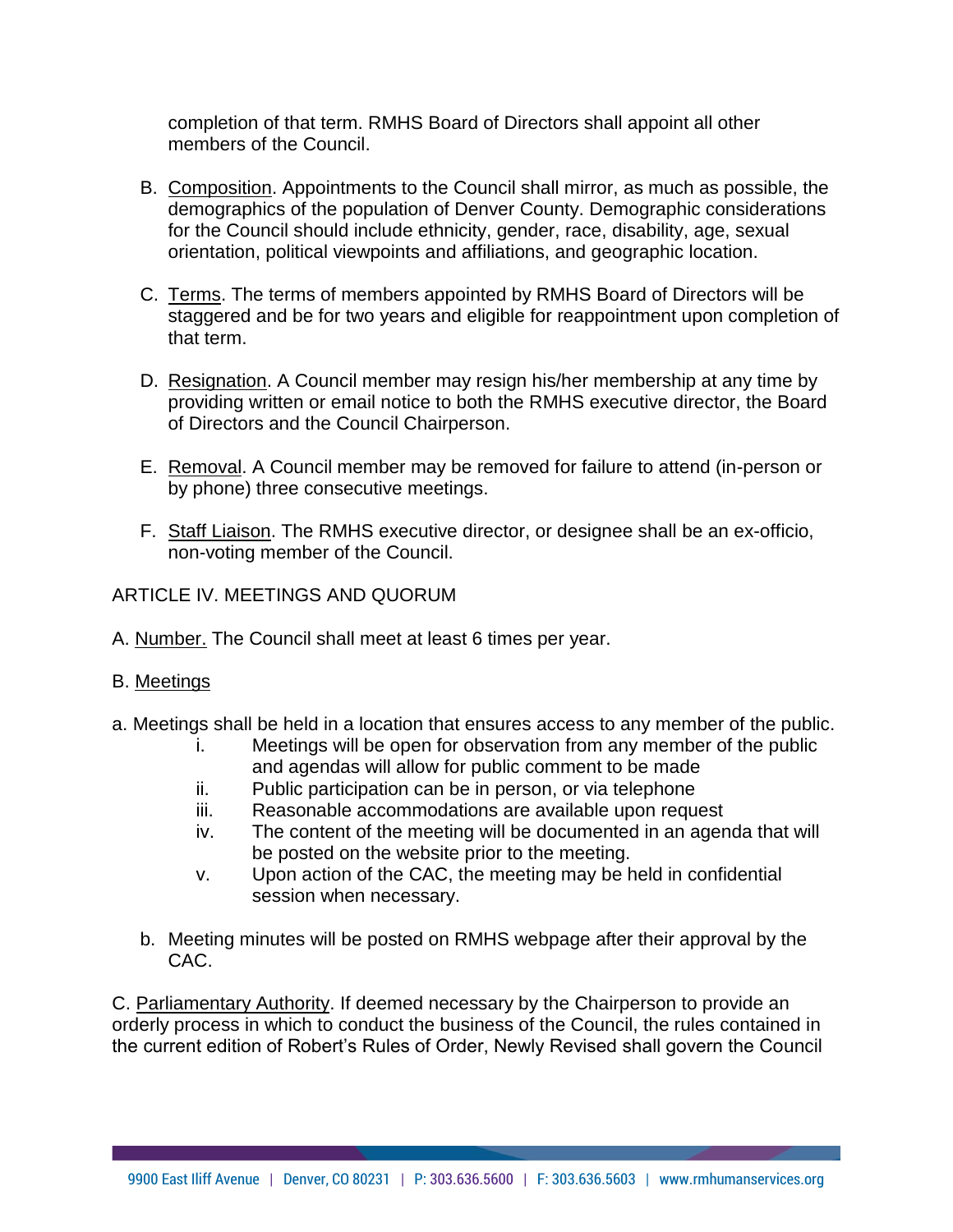completion of that term. RMHS Board of Directors shall appoint all other members of the Council.

B. Composition. Appointments to the Council shall mirror, as much as possible, the demographics of the population of Denver County. Demographic considerations for the Council should include ethnicity, gender, race, disability, age, sexual orientation, political viewpoints and affiliations, and geographic location.

C. Terms. The terms of members appointed by RMHS Board of Directors will be staggered and be for two years and eligible for reappointment upon completion of that term.

D. Resignation. A Council member may resign his/her membership at any time by providing written or email notice to both the RMHS executive director, the Board of Directors and the Council Chairperson.

E. Removal. A Council member may be removed for failure to attend (in-person or by phone) three consecutive meetings.

F. Staff Liaison. The RMHS executive director, or designee shall be an ex-officio, non-voting member of the Council.

ARTICLE IV. MEETINGS AND QUORUM

A. Number. The Council shall meet at least 6 times per year.

B. Meetings

a. Meetings shall be held in a location that ensures access to any member of the public.

- i. Meetings will be open for observation from any member of the public and agendas will allow for public comment to be made
- ii. Public participation can be in person, or via telephone
- iii. Reasonable accommodations are available upon request
- iv. The content of the meeting will be documented in an agenda that will be posted on the website prior to the meeting.
- v. Upon action of the CAC, the meeting may be held in confidential session when necessary.

b. Meeting minutes will be posted on RMHS webpage after their approval by the CAC.

C. Parliamentary Authority. If deemed necessary by the Chairperson to provide an orderly process in which to conduct the business of the Council, the rules contained in the current edition of Robert's Rules of Order, Newly Revised shall govern the Council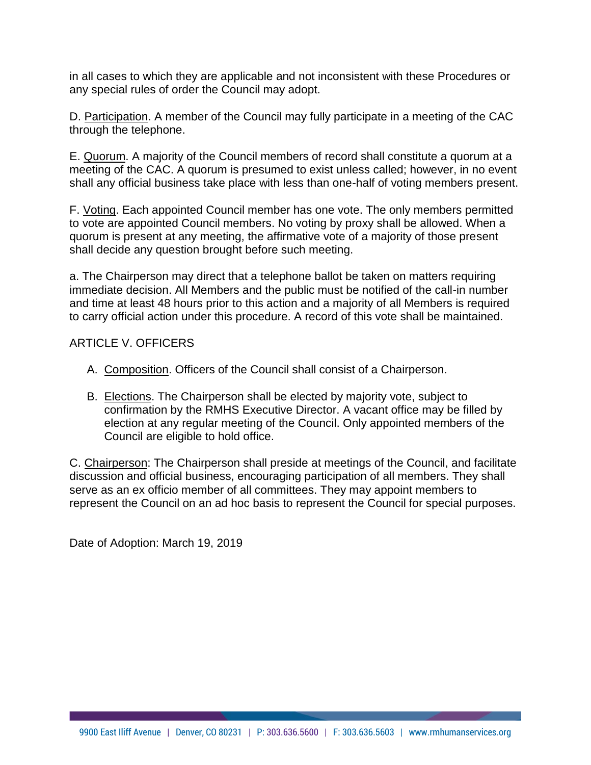in all cases to which they are applicable and not inconsistent with these Procedures or any special rules of order the Council may adopt.

D. Participation. A member of the Council may fully participate in a meeting of the CAC through the telephone.

E. Quorum. A majority of the Council members of record shall constitute a quorum at a meeting of the CAC. A quorum is presumed to exist unless called; however, in no event shall any official business take place with less than one-half of voting members present.

F. Voting. Each appointed Council member has one vote. The only members permitted to vote are appointed Council members. No voting by proxy shall be allowed. When a quorum is present at any meeting, the affirmative vote of a majority of those present shall decide any question brought before such meeting.

a. The Chairperson may direct that a telephone ballot be taken on matters requiring immediate decision. All Members and the public must be notified of the call-in number and time at least 48 hours prior to this action and a majority of all Members is required to carry official action under this procedure. A record of this vote shall be maintained.

ARTICLE V. OFFICERS

A. Composition. Officers of the Council shall consist of a Chairperson.

B. Elections. The Chairperson shall be elected by majority vote, subject to confirmation by the RMHS Executive Director. A vacant office may be filled by election at any regular meeting of the Council. Only appointed members of the Council are eligible to hold office.

C. Chairperson: The Chairperson shall preside at meetings of the Council, and facilitate discussion and official business, encouraging participation of all members. They shall serve as an ex officio member of all committees. They may appoint members to represent the Council on an ad hoc basis to represent the Council for special purposes.

Date of Adoption: March 19, 2019